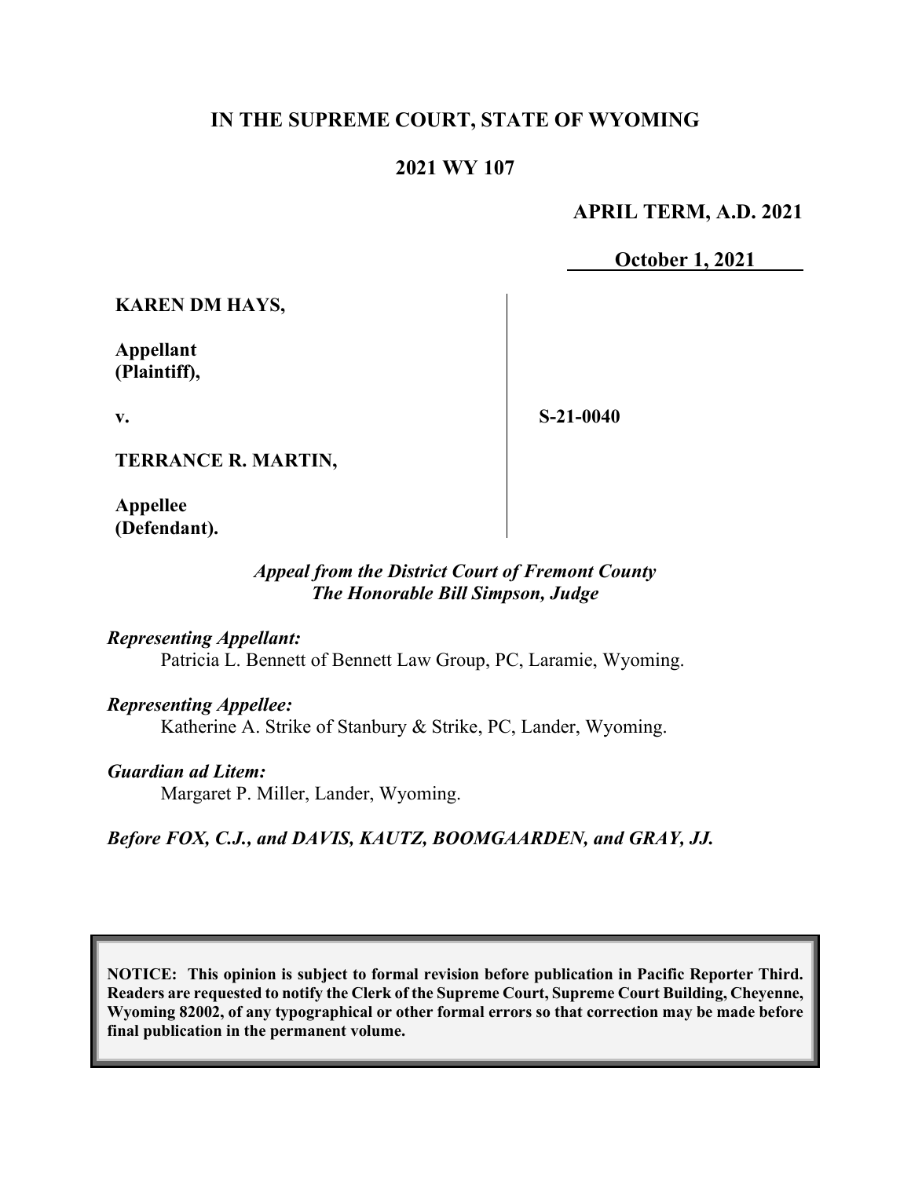**IN THE SUPREME COURT, STATE OF WYOMING**

**2021 WY 107**

**APRIL TERM, A.D. 2021**

**October 1, 2021**

| | |
|---|---|
| **KAREN DM HAYS,**<br><br>**Appellant (Plaintiff),**<br><br>**v.**<br><br>**TERRANCE R. MARTIN,**<br><br>**Appellee (Defendant).** | **S-21-0040** |

***Appeal from the District Court of Fremont County***
***The Honorable Bill Simpson, Judge***

***Representing Appellant:***
Patricia L. Bennett of Bennett Law Group, PC, Laramie, Wyoming.

***Representing Appellee:***
Katherine A. Strike of Stanbury & Strike, PC, Lander, Wyoming.

***Guardian ad Litem:***
Margaret P. Miller, Lander, Wyoming.

***Before FOX, C.J., and DAVIS, KAUTZ, BOOMGAARDEN, and GRAY, JJ.***

**NOTICE: This opinion is subject to formal revision before publication in Pacific Reporter Third. Readers are requested to notify the Clerk of the Supreme Court, Supreme Court Building, Cheyenne, Wyoming 82002, of any typographical or other formal errors so that correction may be made before final publication in the permanent volume.**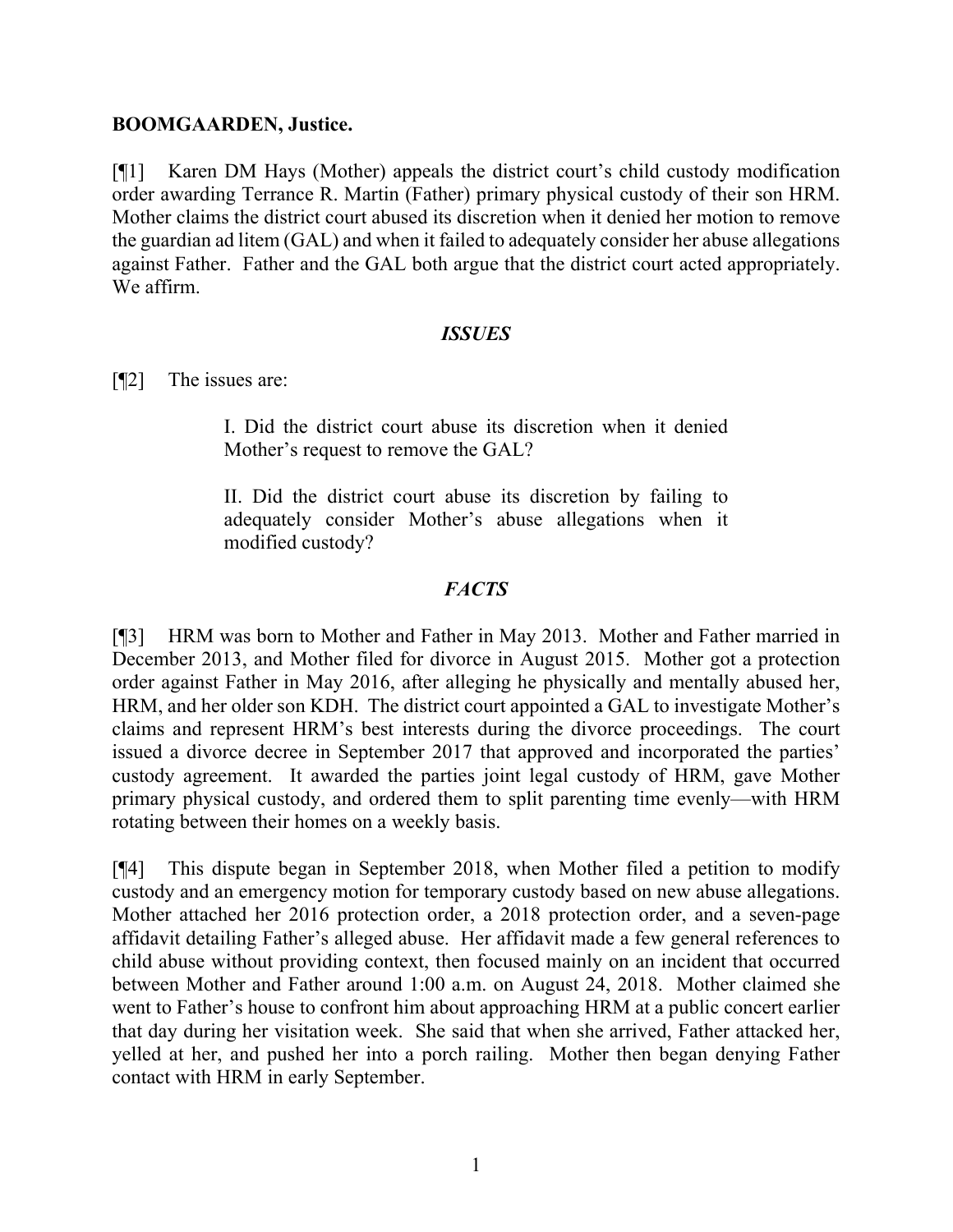**BOOMGAARDEN, Justice.**

[¶1] Karen DM Hays (Mother) appeals the district court's child custody modification order awarding Terrance R. Martin (Father) primary physical custody of their son HRM. Mother claims the district court abused its discretion when it denied her motion to remove the guardian ad litem (GAL) and when it failed to adequately consider her abuse allegations against Father. Father and the GAL both argue that the district court acted appropriately. We affirm.

## *ISSUES*

[¶2] The issues are:

> I. Did the district court abuse its discretion when it denied Mother's request to remove the GAL?
>
> II. Did the district court abuse its discretion by failing to adequately consider Mother's abuse allegations when it modified custody?

## *FACTS*

[¶3] HRM was born to Mother and Father in May 2013. Mother and Father married in December 2013, and Mother filed for divorce in August 2015. Mother got a protection order against Father in May 2016, after alleging he physically and mentally abused her, HRM, and her older son KDH. The district court appointed a GAL to investigate Mother's claims and represent HRM's best interests during the divorce proceedings. The court issued a divorce decree in September 2017 that approved and incorporated the parties' custody agreement. It awarded the parties joint legal custody of HRM, gave Mother primary physical custody, and ordered them to split parenting time evenly—with HRM rotating between their homes on a weekly basis.

[¶4] This dispute began in September 2018, when Mother filed a petition to modify custody and an emergency motion for temporary custody based on new abuse allegations. Mother attached her 2016 protection order, a 2018 protection order, and a seven-page affidavit detailing Father's alleged abuse. Her affidavit made a few general references to child abuse without providing context, then focused mainly on an incident that occurred between Mother and Father around 1:00 a.m. on August 24, 2018. Mother claimed she went to Father's house to confront him about approaching HRM at a public concert earlier that day during her visitation week. She said that when she arrived, Father attacked her, yelled at her, and pushed her into a porch railing. Mother then began denying Father contact with HRM in early September.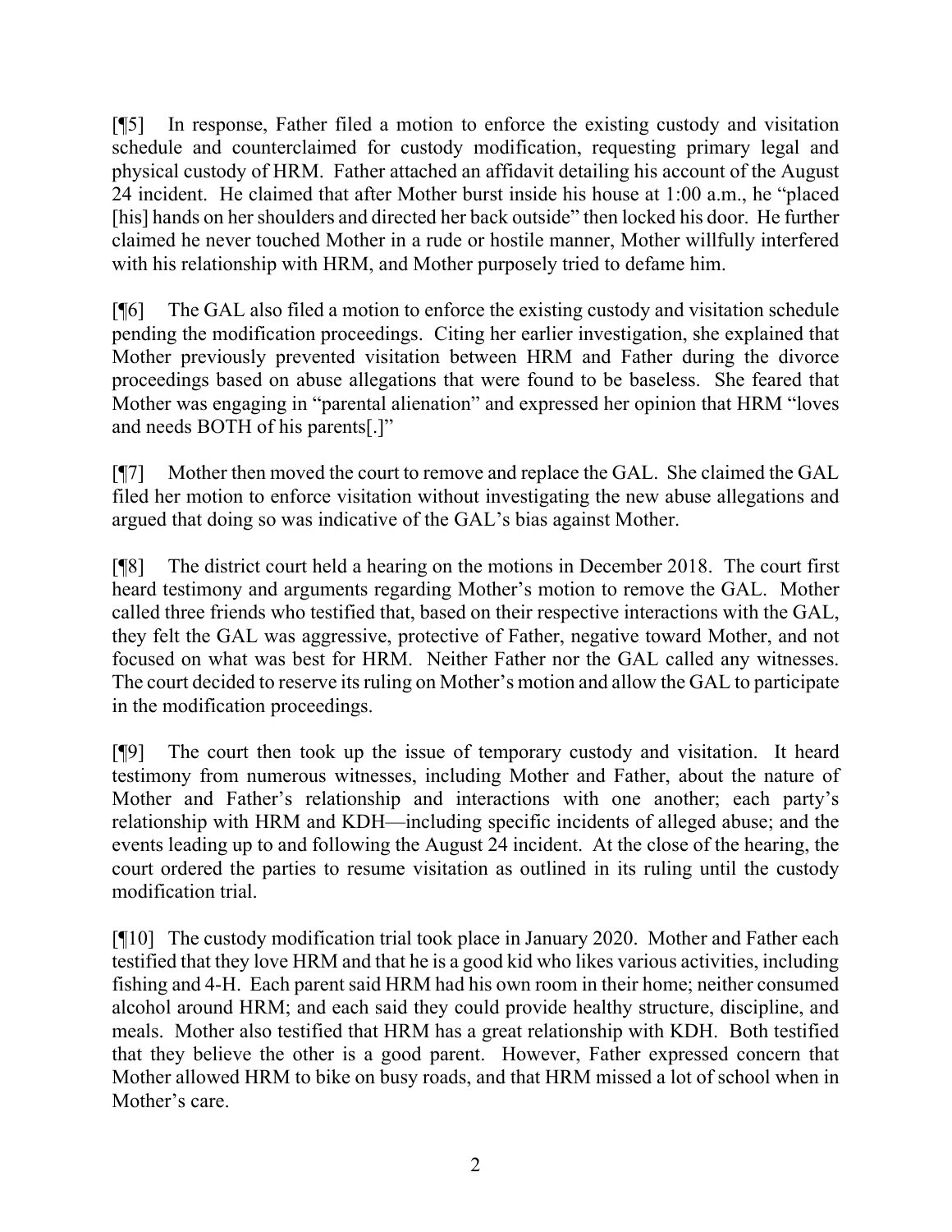[¶5] In response, Father filed a motion to enforce the existing custody and visitation schedule and counterclaimed for custody modification, requesting primary legal and physical custody of HRM. Father attached an affidavit detailing his account of the August 24 incident. He claimed that after Mother burst inside his house at 1:00 a.m., he "placed [his] hands on her shoulders and directed her back outside" then locked his door. He further claimed he never touched Mother in a rude or hostile manner, Mother willfully interfered with his relationship with HRM, and Mother purposely tried to defame him.

[¶6] The GAL also filed a motion to enforce the existing custody and visitation schedule pending the modification proceedings. Citing her earlier investigation, she explained that Mother previously prevented visitation between HRM and Father during the divorce proceedings based on abuse allegations that were found to be baseless. She feared that Mother was engaging in "parental alienation" and expressed her opinion that HRM "loves and needs BOTH of his parents[.]"

[¶7] Mother then moved the court to remove and replace the GAL. She claimed the GAL filed her motion to enforce visitation without investigating the new abuse allegations and argued that doing so was indicative of the GAL's bias against Mother.

[¶8] The district court held a hearing on the motions in December 2018. The court first heard testimony and arguments regarding Mother's motion to remove the GAL. Mother called three friends who testified that, based on their respective interactions with the GAL, they felt the GAL was aggressive, protective of Father, negative toward Mother, and not focused on what was best for HRM. Neither Father nor the GAL called any witnesses. The court decided to reserve its ruling on Mother's motion and allow the GAL to participate in the modification proceedings.

[¶9] The court then took up the issue of temporary custody and visitation. It heard testimony from numerous witnesses, including Mother and Father, about the nature of Mother and Father's relationship and interactions with one another; each party's relationship with HRM and KDH—including specific incidents of alleged abuse; and the events leading up to and following the August 24 incident. At the close of the hearing, the court ordered the parties to resume visitation as outlined in its ruling until the custody modification trial.

[¶10] The custody modification trial took place in January 2020. Mother and Father each testified that they love HRM and that he is a good kid who likes various activities, including fishing and 4-H. Each parent said HRM had his own room in their home; neither consumed alcohol around HRM; and each said they could provide healthy structure, discipline, and meals. Mother also testified that HRM has a great relationship with KDH. Both testified that they believe the other is a good parent. However, Father expressed concern that Mother allowed HRM to bike on busy roads, and that HRM missed a lot of school when in Mother's care.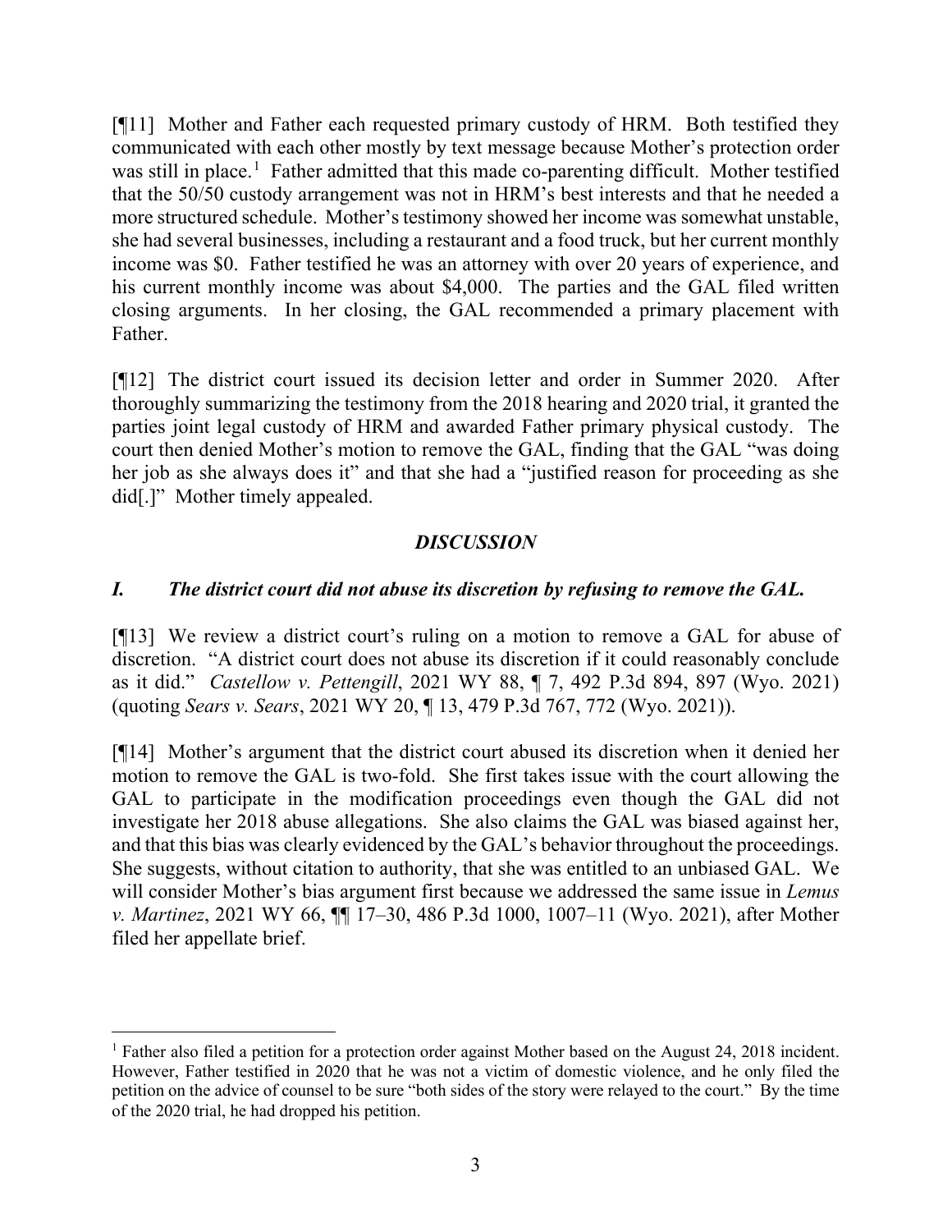[¶11] Mother and Father each requested primary custody of HRM. Both testified they communicated with each other mostly by text message because Mother's protection order was still in place.[1] Father admitted that this made co-parenting difficult. Mother testified that the 50/50 custody arrangement was not in HRM's best interests and that he needed a more structured schedule. Mother's testimony showed her income was somewhat unstable, she had several businesses, including a restaurant and a food truck, but her current monthly income was $0. Father testified he was an attorney with over 20 years of experience, and his current monthly income was about $4,000. The parties and the GAL filed written closing arguments. In her closing, the GAL recommended a primary placement with Father.

[¶12] The district court issued its decision letter and order in Summer 2020. After thoroughly summarizing the testimony from the 2018 hearing and 2020 trial, it granted the parties joint legal custody of HRM and awarded Father primary physical custody. The court then denied Mother's motion to remove the GAL, finding that the GAL "was doing her job as she always does it" and that she had a "justified reason for proceeding as she did[.]" Mother timely appealed.

## *DISCUSSION*

### *I. The district court did not abuse its discretion by refusing to remove the GAL.*

[¶13] We review a district court's ruling on a motion to remove a GAL for abuse of discretion. "A district court does not abuse its discretion if it could reasonably conclude as it did." *Castellow v. Pettengill*, 2021 WY 88, ¶ 7, 492 P.3d 894, 897 (Wyo. 2021) (quoting *Sears v. Sears*, 2021 WY 20, ¶ 13, 479 P.3d 767, 772 (Wyo. 2021)).

[¶14] Mother's argument that the district court abused its discretion when it denied her motion to remove the GAL is two-fold. She first takes issue with the court allowing the GAL to participate in the modification proceedings even though the GAL did not investigate her 2018 abuse allegations. She also claims the GAL was biased against her, and that this bias was clearly evidenced by the GAL's behavior throughout the proceedings. She suggests, without citation to authority, that she was entitled to an unbiased GAL. We will consider Mother's bias argument first because we addressed the same issue in *Lemus v. Martinez*, 2021 WY 66, ¶¶ 17–30, 486 P.3d 1000, 1007–11 (Wyo. 2021), after Mother filed her appellate brief.

---

[1] Father also filed a petition for a protection order against Mother based on the August 24, 2018 incident. However, Father testified in 2020 that he was not a victim of domestic violence, and he only filed the petition on the advice of counsel to be sure "both sides of the story were relayed to the court." By the time of the 2020 trial, he had dropped his petition.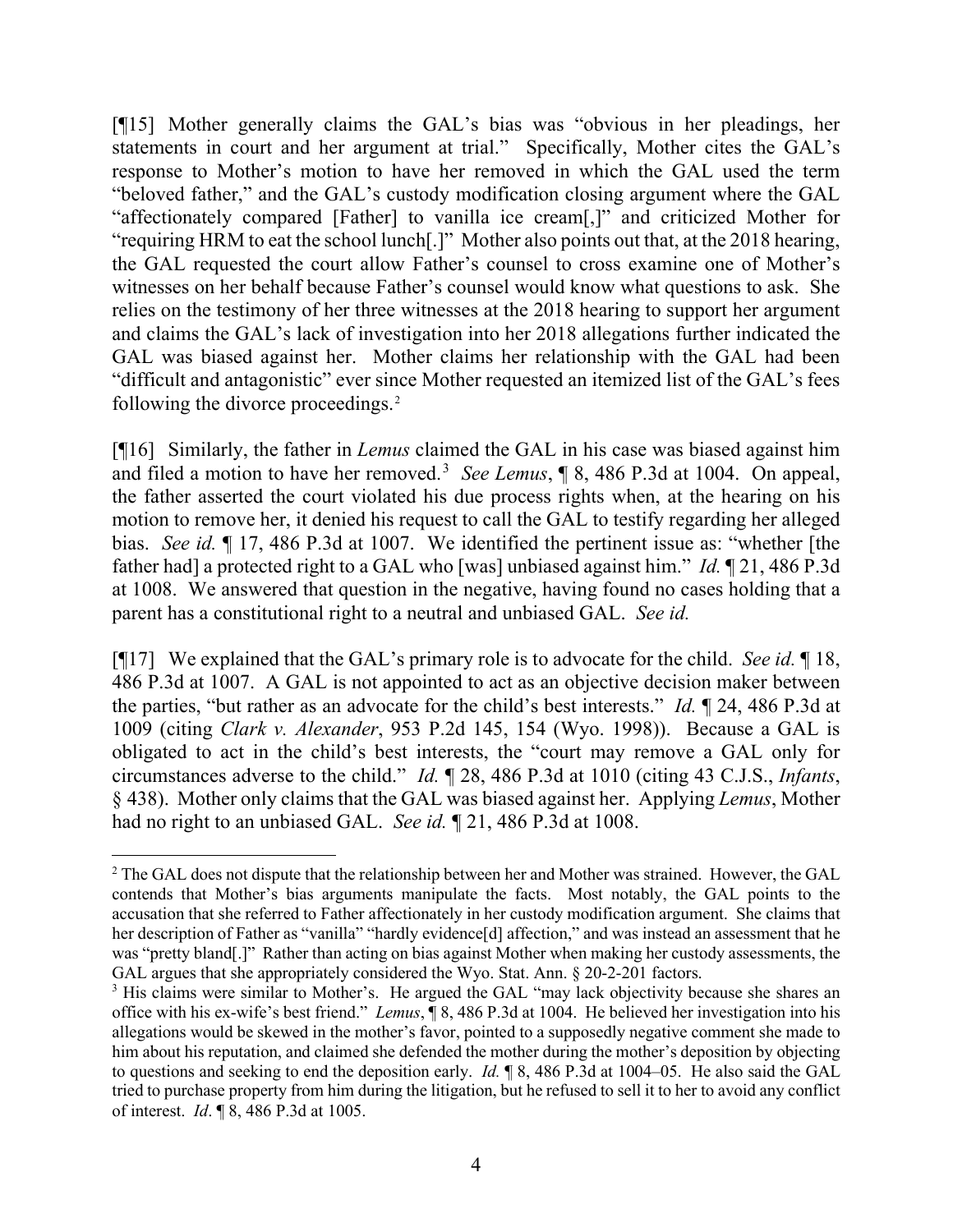[¶15] Mother generally claims the GAL's bias was "obvious in her pleadings, her statements in court and her argument at trial." Specifically, Mother cites the GAL's response to Mother's motion to have her removed in which the GAL used the term "beloved father," and the GAL's custody modification closing argument where the GAL "affectionately compared [Father] to vanilla ice cream[,]" and criticized Mother for "requiring HRM to eat the school lunch[.]" Mother also points out that, at the 2018 hearing, the GAL requested the court allow Father's counsel to cross examine one of Mother's witnesses on her behalf because Father's counsel would know what questions to ask. She relies on the testimony of her three witnesses at the 2018 hearing to support her argument and claims the GAL's lack of investigation into her 2018 allegations further indicated the GAL was biased against her. Mother claims her relationship with the GAL had been "difficult and antagonistic" ever since Mother requested an itemized list of the GAL's fees following the divorce proceedings.[2]

[¶16] Similarly, the father in *Lemus* claimed the GAL in his case was biased against him and filed a motion to have her removed.[3] *See Lemus*, ¶ 8, 486 P.3d at 1004. On appeal, the father asserted the court violated his due process rights when, at the hearing on his motion to remove her, it denied his request to call the GAL to testify regarding her alleged bias. *See id.* ¶ 17, 486 P.3d at 1007. We identified the pertinent issue as: "whether [the father had] a protected right to a GAL who [was] unbiased against him." *Id.* ¶ 21, 486 P.3d at 1008. We answered that question in the negative, having found no cases holding that a parent has a constitutional right to a neutral and unbiased GAL. *See id.*

[¶17] We explained that the GAL's primary role is to advocate for the child. *See id.* ¶ 18, 486 P.3d at 1007. A GAL is not appointed to act as an objective decision maker between the parties, "but rather as an advocate for the child's best interests." *Id.* ¶ 24, 486 P.3d at 1009 (citing *Clark v. Alexander*, 953 P.2d 145, 154 (Wyo. 1998)). Because a GAL is obligated to act in the child's best interests, the "court may remove a GAL only for circumstances adverse to the child." *Id.* ¶ 28, 486 P.3d at 1010 (citing 43 C.J.S., *Infants*, § 438). Mother only claims that the GAL was biased against her. Applying *Lemus*, Mother had no right to an unbiased GAL. *See id.* ¶ 21, 486 P.3d at 1008.

---

[2] The GAL does not dispute that the relationship between her and Mother was strained. However, the GAL contends that Mother's bias arguments manipulate the facts. Most notably, the GAL points to the accusation that she referred to Father affectionately in her custody modification argument. She claims that her description of Father as "vanilla" "hardly evidence[d] affection," and was instead an assessment that he was "pretty bland[.]" Rather than acting on bias against Mother when making her custody assessments, the GAL argues that she appropriately considered the Wyo. Stat. Ann. § 20-2-201 factors.

[3] His claims were similar to Mother's. He argued the GAL "may lack objectivity because she shares an office with his ex-wife's best friend." *Lemus*, ¶ 8, 486 P.3d at 1004. He believed her investigation into his allegations would be skewed in the mother's favor, pointed to a supposedly negative comment she made to him about his reputation, and claimed she defended the mother during the mother's deposition by objecting to questions and seeking to end the deposition early. *Id.* ¶ 8, 486 P.3d at 1004–05. He also said the GAL tried to purchase property from him during the litigation, but he refused to sell it to her to avoid any conflict of interest. *Id*. ¶ 8, 486 P.3d at 1005.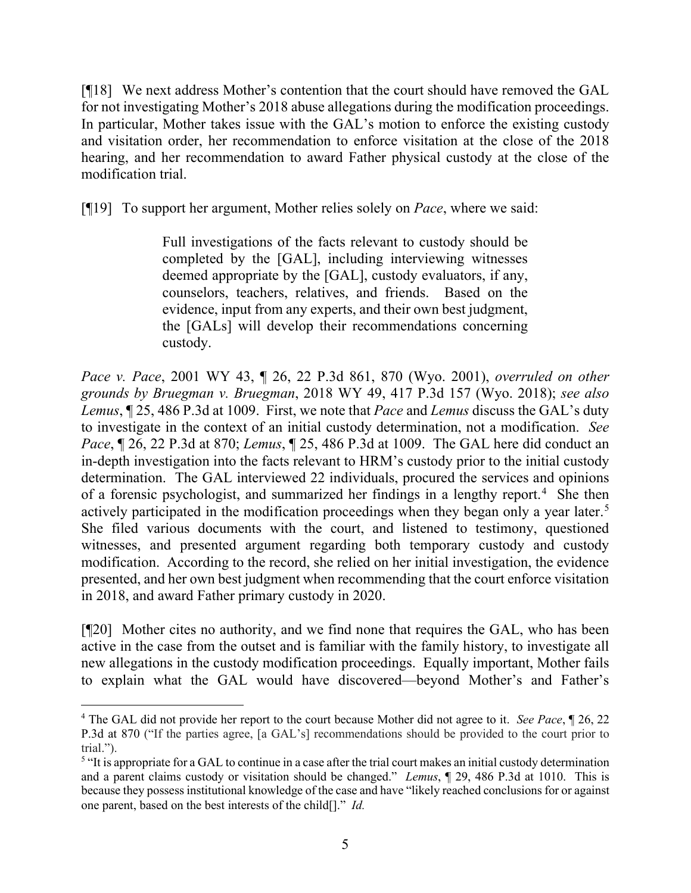[¶18] We next address Mother's contention that the court should have removed the GAL for not investigating Mother's 2018 abuse allegations during the modification proceedings. In particular, Mother takes issue with the GAL's motion to enforce the existing custody and visitation order, her recommendation to enforce visitation at the close of the 2018 hearing, and her recommendation to award Father physical custody at the close of the modification trial.

[¶19] To support her argument, Mother relies solely on *Pace*, where we said:

> Full investigations of the facts relevant to custody should be completed by the [GAL], including interviewing witnesses deemed appropriate by the [GAL], custody evaluators, if any, counselors, teachers, relatives, and friends. Based on the evidence, input from any experts, and their own best judgment, the [GALs] will develop their recommendations concerning custody.

*Pace v. Pace*, 2001 WY 43, ¶ 26, 22 P.3d 861, 870 (Wyo. 2001), *overruled on other grounds by Bruegman v. Bruegman*, 2018 WY 49, 417 P.3d 157 (Wyo. 2018); *see also Lemus*, ¶ 25, 486 P.3d at 1009. First, we note that *Pace* and *Lemus* discuss the GAL's duty to investigate in the context of an initial custody determination, not a modification. *See Pace*, ¶ 26, 22 P.3d at 870; *Lemus*, ¶ 25, 486 P.3d at 1009. The GAL here did conduct an in-depth investigation into the facts relevant to HRM's custody prior to the initial custody determination. The GAL interviewed 22 individuals, procured the services and opinions of a forensic psychologist, and summarized her findings in a lengthy report.[4] She then actively participated in the modification proceedings when they began only a year later.[5] She filed various documents with the court, and listened to testimony, questioned witnesses, and presented argument regarding both temporary custody and custody modification. According to the record, she relied on her initial investigation, the evidence presented, and her own best judgment when recommending that the court enforce visitation in 2018, and award Father primary custody in 2020.

[¶20] Mother cites no authority, and we find none that requires the GAL, who has been active in the case from the outset and is familiar with the family history, to investigate all new allegations in the custody modification proceedings. Equally important, Mother fails to explain what the GAL would have discovered—beyond Mother's and Father's

---

[4] The GAL did not provide her report to the court because Mother did not agree to it. *See Pace*, ¶ 26, 22 P.3d at 870 ("If the parties agree, [a GAL's] recommendations should be provided to the court prior to trial.").

[5] "It is appropriate for a GAL to continue in a case after the trial court makes an initial custody determination and a parent claims custody or visitation should be changed." *Lemus*, ¶ 29, 486 P.3d at 1010. This is because they possess institutional knowledge of the case and have "likely reached conclusions for or against one parent, based on the best interests of the child[]." *Id.*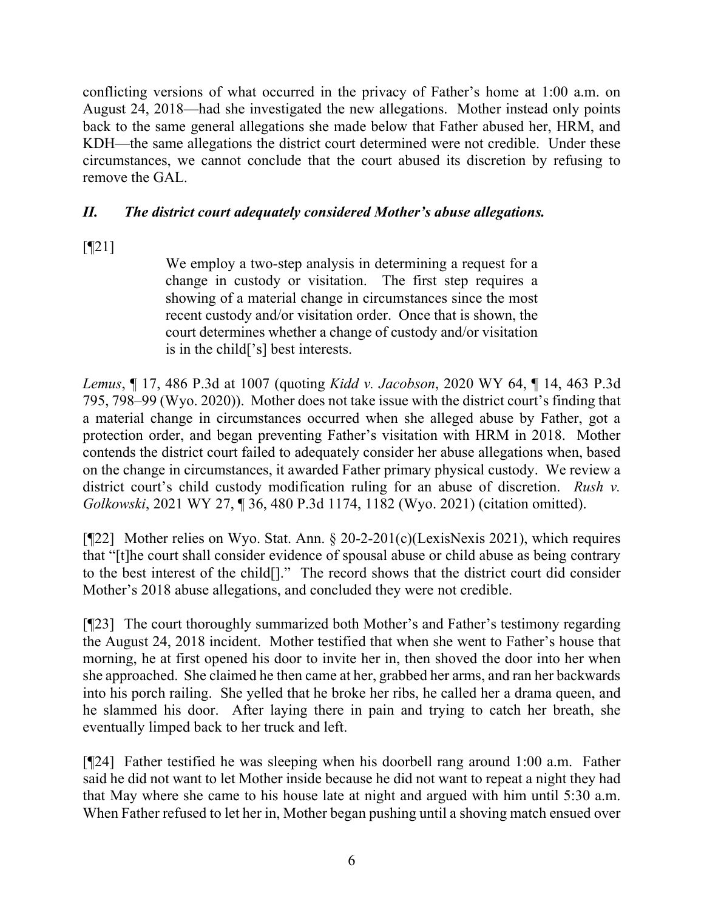conflicting versions of what occurred in the privacy of Father's home at 1:00 a.m. on August 24, 2018—had she investigated the new allegations. Mother instead only points back to the same general allegations she made below that Father abused her, HRM, and KDH—the same allegations the district court determined were not credible. Under these circumstances, we cannot conclude that the court abused its discretion by refusing to remove the GAL.

## *II. The district court adequately considered Mother's abuse allegations.*

[¶21]

> We employ a two-step analysis in determining a request for a change in custody or visitation. The first step requires a showing of a material change in circumstances since the most recent custody and/or visitation order. Once that is shown, the court determines whether a change of custody and/or visitation is in the child['s] best interests.

*Lemus*, ¶ 17, 486 P.3d at 1007 (quoting *Kidd v. Jacobson*, 2020 WY 64, ¶ 14, 463 P.3d 795, 798–99 (Wyo. 2020)). Mother does not take issue with the district court's finding that a material change in circumstances occurred when she alleged abuse by Father, got a protection order, and began preventing Father's visitation with HRM in 2018. Mother contends the district court failed to adequately consider her abuse allegations when, based on the change in circumstances, it awarded Father primary physical custody. We review a district court's child custody modification ruling for an abuse of discretion. *Rush v. Golkowski*, 2021 WY 27, ¶ 36, 480 P.3d 1174, 1182 (Wyo. 2021) (citation omitted).

[¶22] Mother relies on Wyo. Stat. Ann. § 20-2-201(c)(LexisNexis 2021), which requires that "[t]he court shall consider evidence of spousal abuse or child abuse as being contrary to the best interest of the child[]." The record shows that the district court did consider Mother's 2018 abuse allegations, and concluded they were not credible.

[¶23] The court thoroughly summarized both Mother's and Father's testimony regarding the August 24, 2018 incident. Mother testified that when she went to Father's house that morning, he at first opened his door to invite her in, then shoved the door into her when she approached. She claimed he then came at her, grabbed her arms, and ran her backwards into his porch railing. She yelled that he broke her ribs, he called her a drama queen, and he slammed his door. After laying there in pain and trying to catch her breath, she eventually limped back to her truck and left.

[¶24] Father testified he was sleeping when his doorbell rang around 1:00 a.m. Father said he did not want to let Mother inside because he did not want to repeat a night they had that May where she came to his house late at night and argued with him until 5:30 a.m. When Father refused to let her in, Mother began pushing until a shoving match ensued over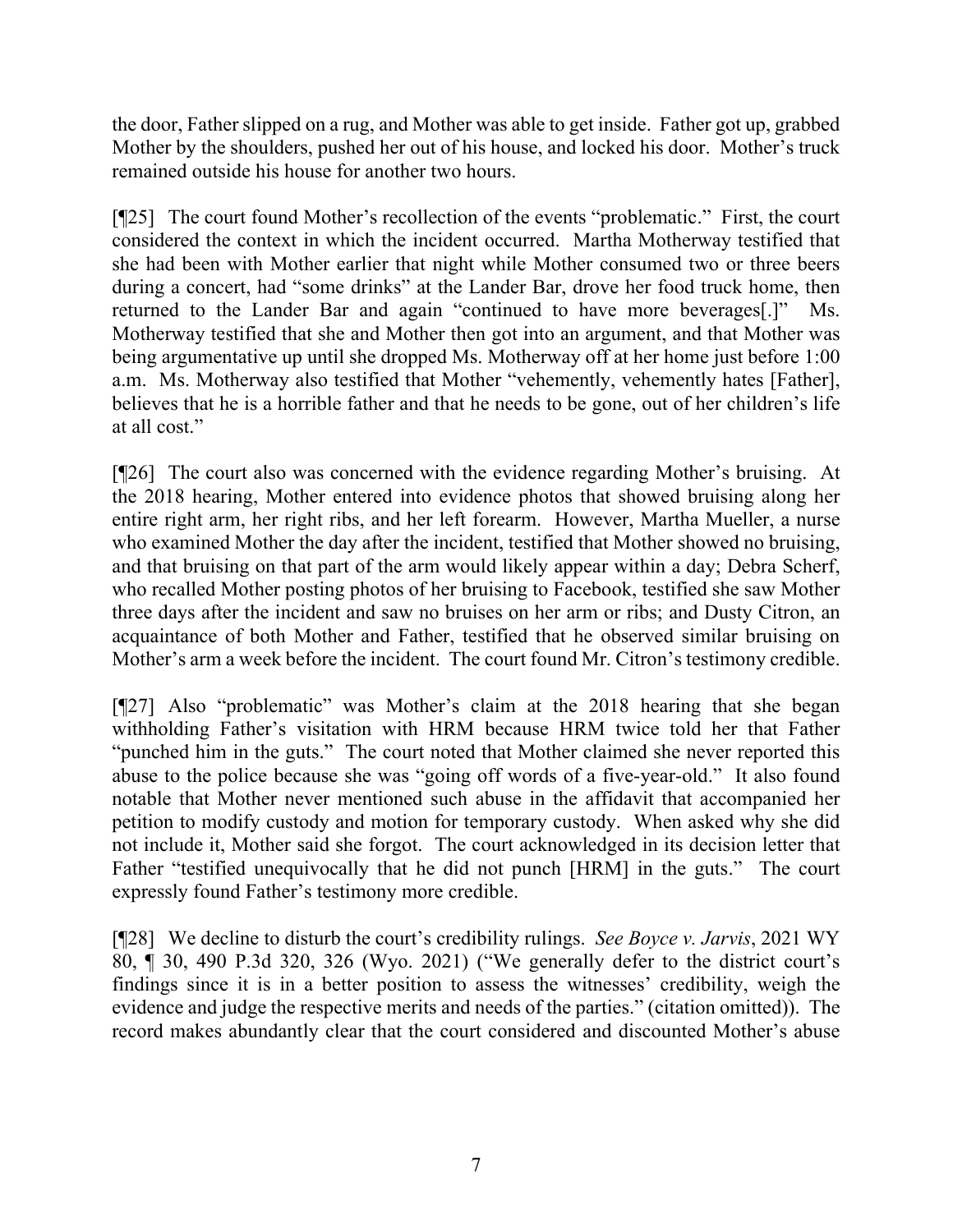the door, Father slipped on a rug, and Mother was able to get inside. Father got up, grabbed Mother by the shoulders, pushed her out of his house, and locked his door. Mother's truck remained outside his house for another two hours.

[¶25] The court found Mother's recollection of the events "problematic." First, the court considered the context in which the incident occurred. Martha Motherway testified that she had been with Mother earlier that night while Mother consumed two or three beers during a concert, had "some drinks" at the Lander Bar, drove her food truck home, then returned to the Lander Bar and again "continued to have more beverages[.]" Ms. Motherway testified that she and Mother then got into an argument, and that Mother was being argumentative up until she dropped Ms. Motherway off at her home just before 1:00 a.m. Ms. Motherway also testified that Mother "vehemently, vehemently hates [Father], believes that he is a horrible father and that he needs to be gone, out of her children's life at all cost."

[¶26] The court also was concerned with the evidence regarding Mother's bruising. At the 2018 hearing, Mother entered into evidence photos that showed bruising along her entire right arm, her right ribs, and her left forearm. However, Martha Mueller, a nurse who examined Mother the day after the incident, testified that Mother showed no bruising, and that bruising on that part of the arm would likely appear within a day; Debra Scherf, who recalled Mother posting photos of her bruising to Facebook, testified she saw Mother three days after the incident and saw no bruises on her arm or ribs; and Dusty Citron, an acquaintance of both Mother and Father, testified that he observed similar bruising on Mother's arm a week before the incident. The court found Mr. Citron's testimony credible.

[¶27] Also "problematic" was Mother's claim at the 2018 hearing that she began withholding Father's visitation with HRM because HRM twice told her that Father "punched him in the guts." The court noted that Mother claimed she never reported this abuse to the police because she was "going off words of a five-year-old." It also found notable that Mother never mentioned such abuse in the affidavit that accompanied her petition to modify custody and motion for temporary custody. When asked why she did not include it, Mother said she forgot. The court acknowledged in its decision letter that Father "testified unequivocally that he did not punch [HRM] in the guts." The court expressly found Father's testimony more credible.

[¶28] We decline to disturb the court's credibility rulings. *See Boyce v. Jarvis*, 2021 WY 80, ¶ 30, 490 P.3d 320, 326 (Wyo. 2021) ("We generally defer to the district court's findings since it is in a better position to assess the witnesses' credibility, weigh the evidence and judge the respective merits and needs of the parties." (citation omitted)). The record makes abundantly clear that the court considered and discounted Mother's abuse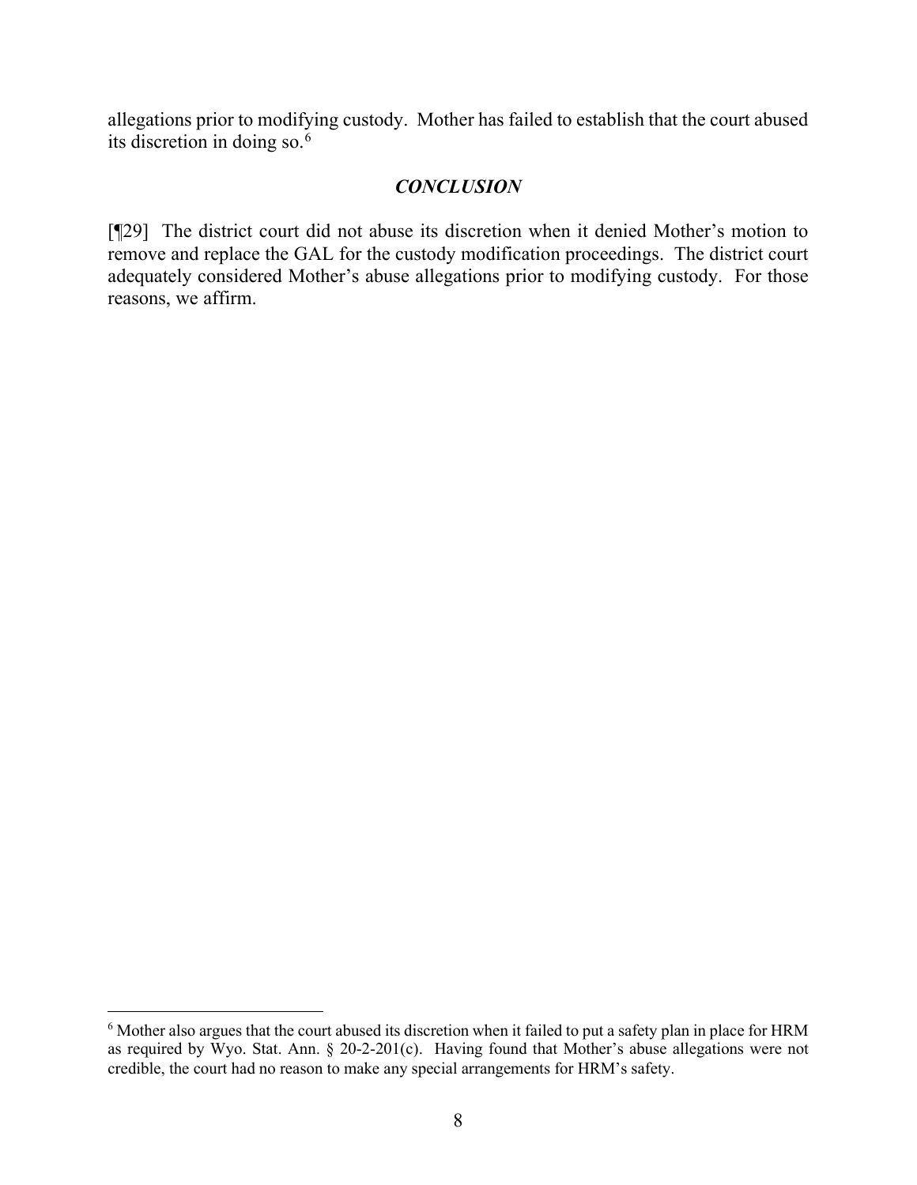allegations prior to modifying custody. Mother has failed to establish that the court abused its discretion in doing so.[6]

### *CONCLUSION*

[¶29] The district court did not abuse its discretion when it denied Mother's motion to remove and replace the GAL for the custody modification proceedings. The district court adequately considered Mother's abuse allegations prior to modifying custody. For those reasons, we affirm.

---

[6] Mother also argues that the court abused its discretion when it failed to put a safety plan in place for HRM as required by Wyo. Stat. Ann. § 20-2-201(c). Having found that Mother's abuse allegations were not credible, the court had no reason to make any special arrangements for HRM's safety.